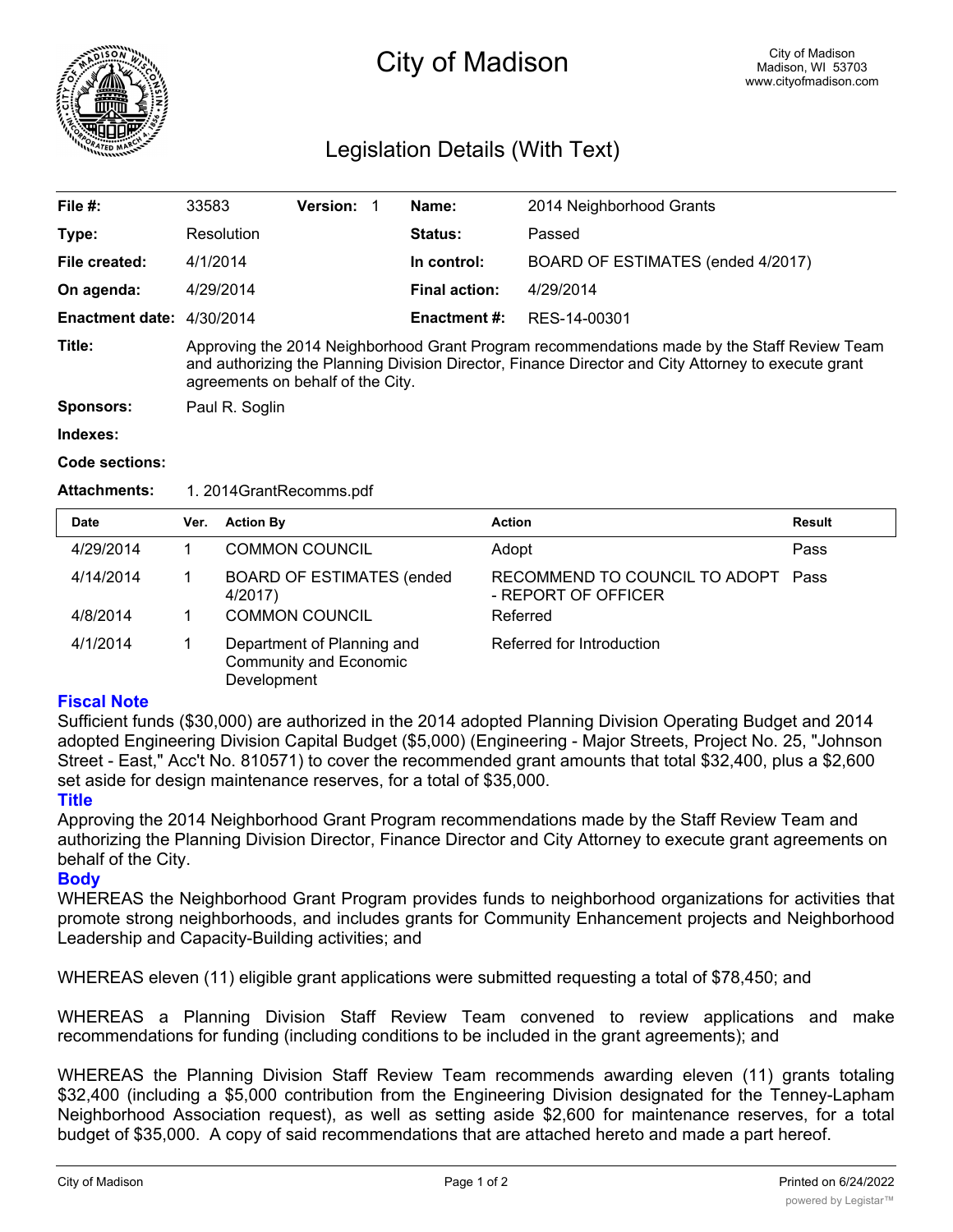# City of Madison

City of Madison
Madison, WI 53703
www.cityofmadison.com

## Legislation Details (With Text)

| | | | | | |
|---|---|---|---|---|---|
| **File #:** | 33583 | **Version:** 1 | | **Name:** | 2014 Neighborhood Grants |
| **Type:** | Resolution | | | **Status:** | Passed |
| **File created:** | 4/1/2014 | | | **In control:** | BOARD OF ESTIMATES (ended 4/2017) |
| **On agenda:** | 4/29/2014 | | | **Final action:** | 4/29/2014 |
| **Enactment date:** | 4/30/2014 | | | **Enactment #:** | RES-14-00301 |

**Title:** Approving the 2014 Neighborhood Grant Program recommendations made by the Staff Review Team and authorizing the Planning Division Director, Finance Director and City Attorney to execute grant agreements on behalf of the City.

**Sponsors:** Paul R. Soglin

**Indexes:**

**Code sections:**

**Attachments:** 1. 2014GrantRecomms.pdf

| Date | Ver. | Action By | Action | Result |
|---|---|---|---|---|
| 4/29/2014 | 1 | COMMON COUNCIL | Adopt | Pass |
| 4/14/2014 | 1 | BOARD OF ESTIMATES (ended 4/2017) | RECOMMEND TO COUNCIL TO ADOPT - REPORT OF OFFICER | Pass |
| 4/8/2014 | 1 | COMMON COUNCIL | Referred | |
| 4/1/2014 | 1 | Department of Planning and Community and Economic Development | Referred for Introduction | |

### Fiscal Note

Sufficient funds ($30,000) are authorized in the 2014 adopted Planning Division Operating Budget and 2014 adopted Engineering Division Capital Budget ($5,000) (Engineering - Major Streets, Project No. 25, "Johnson Street - East," Acc't No. 810571) to cover the recommended grant amounts that total $32,400, plus a $2,600 set aside for design maintenance reserves, for a total of $35,000.

### Title

Approving the 2014 Neighborhood Grant Program recommendations made by the Staff Review Team and authorizing the Planning Division Director, Finance Director and City Attorney to execute grant agreements on behalf of the City.

### Body

WHEREAS the Neighborhood Grant Program provides funds to neighborhood organizations for activities that promote strong neighborhoods, and includes grants for Community Enhancement projects and Neighborhood Leadership and Capacity-Building activities; and

WHEREAS eleven (11) eligible grant applications were submitted requesting a total of $78,450; and

WHEREAS a Planning Division Staff Review Team convened to review applications and make recommendations for funding (including conditions to be included in the grant agreements); and

WHEREAS the Planning Division Staff Review Team recommends awarding eleven (11) grants totaling $32,400 (including a $5,000 contribution from the Engineering Division designated for the Tenney-Lapham Neighborhood Association request), as well as setting aside $2,600 for maintenance reserves, for a total budget of $35,000. A copy of said recommendations that are attached hereto and made a part hereof.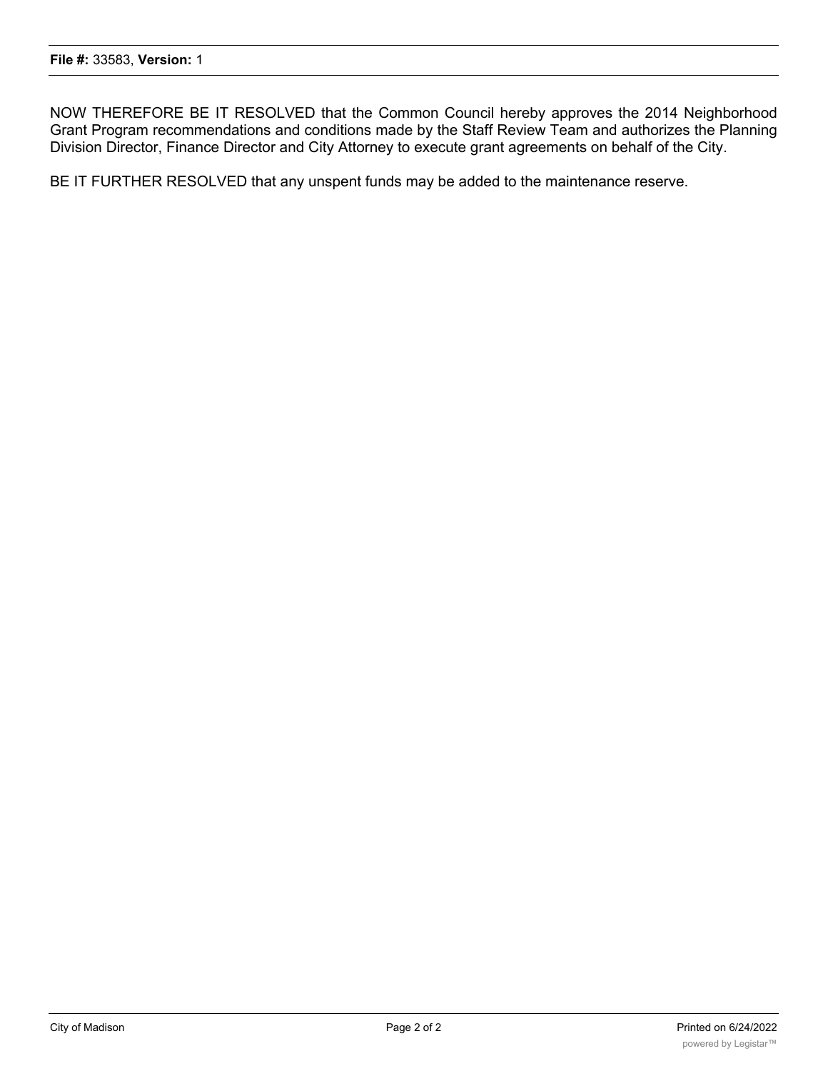NOW THEREFORE BE IT RESOLVED that the Common Council hereby approves the 2014 Neighborhood Grant Program recommendations and conditions made by the Staff Review Team and authorizes the Planning Division Director, Finance Director and City Attorney to execute grant agreements on behalf of the City.

BE IT FURTHER RESOLVED that any unspent funds may be added to the maintenance reserve.